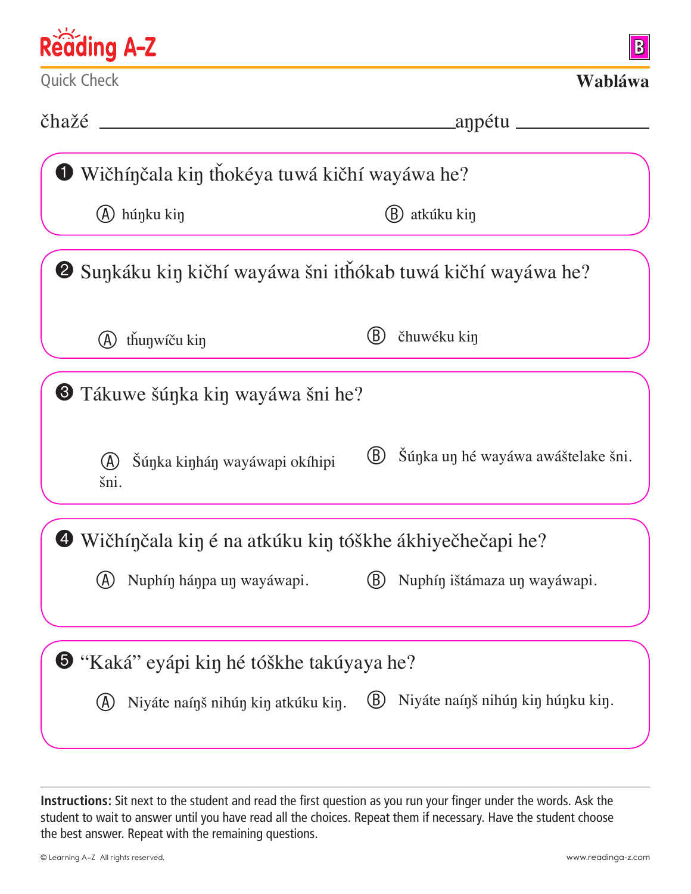Reading A–Z

B

Quick Check

**Wabláwa**

čhažé ______________________________ aŋpétu ______________

❶ Wičhíŋčala kiŋ tȟokéya tuwá kičhí wayáwa he?

Ⓐ húŋku kiŋ  Ⓑ atkúku kiŋ

❷ Suŋkáku kiŋ kičhí wayáwa šni itȟókab tuwá kičhí wayáwa he?

Ⓐ tȟuŋwíču kiŋ  Ⓑ čhuwéku kiŋ

❸ Tákuwe šúŋka kiŋ wayáwa šni he?

Ⓐ Šúŋka kiŋháŋ wayáwapi okíhipi šni.  Ⓑ Šúŋka uŋ hé wayáwa awáštelake šni.

❹ Wičhíŋčala kiŋ é na atkúku kiŋ tóškhe ákhiyečhečapi he?

Ⓐ Nuphíŋ háŋpa uŋ wayáwapi.  Ⓑ Nuphíŋ ištámaza uŋ wayáwapi.

❺ "Kaká" eyápi kiŋ hé tóškhe takúyaya he?

Ⓐ Niyáte naíŋš nihúŋ kiŋ atkúku kiŋ.  Ⓑ Niyáte naíŋš nihúŋ kiŋ húŋku kiŋ.

**Instructions:** Sit next to the student and read the first question as you run your finger under the words. Ask the student to wait to answer until you have read all the choices. Repeat them if necessary. Have the student choose the best answer. Repeat with the remaining questions.

© Learning A–Z All rights reserved.  www.readinga-z.com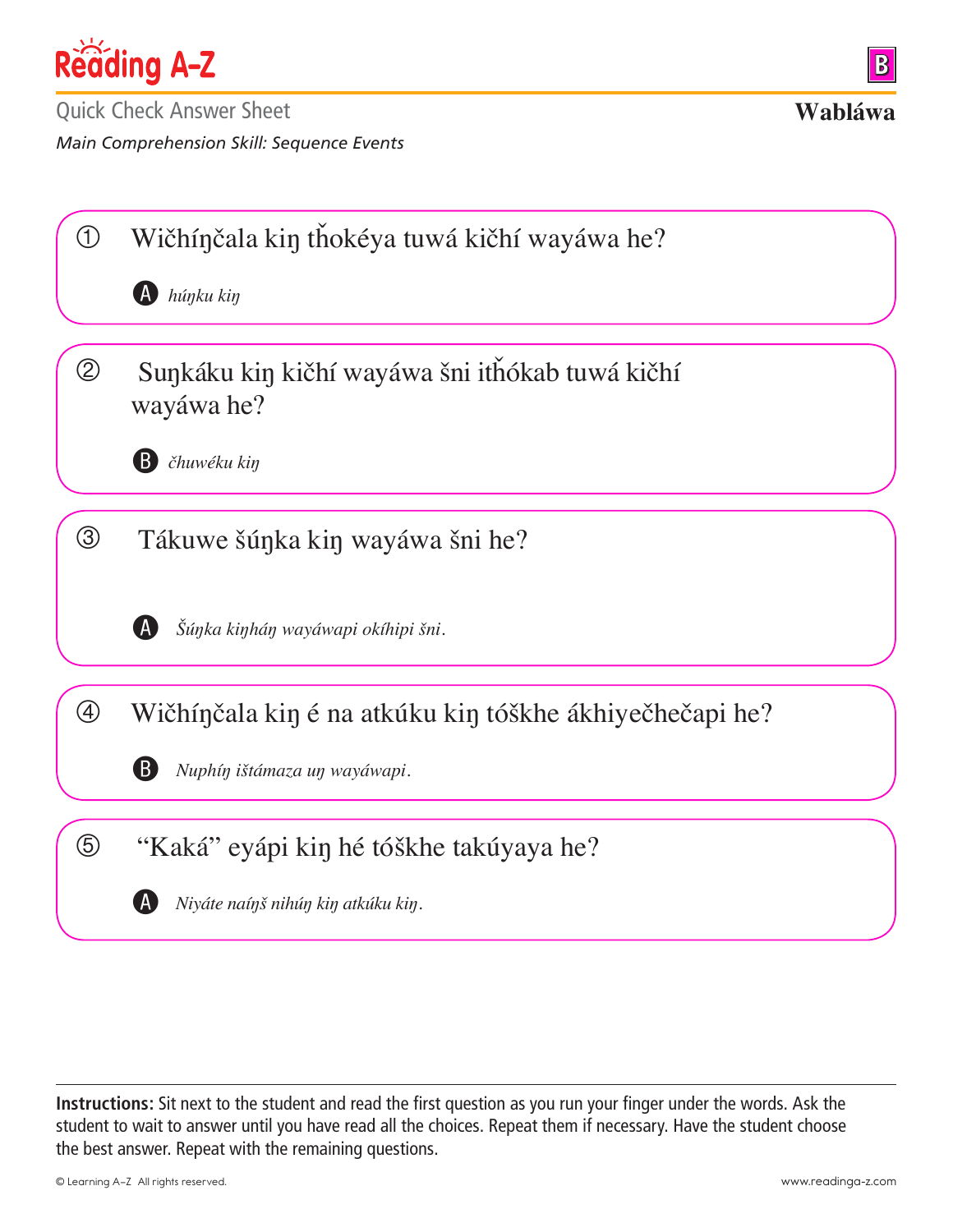Quick Check Answer Sheet

**Wabláwa**

*Main Comprehension Skill: Sequence Events*

① Wičhíŋčala kiŋ tȟokéya tuwá kičhí wayáwa he?

A *húŋku kiŋ*

② Suŋkáku kiŋ kičhí wayáwa šni itȟókab tuwá kičhí wayáwa he?

B *čhuwéku kiŋ*

③ Tákuwe šúŋka kiŋ wayáwa šni he?

A *Šúŋka kiŋháŋ wayáwapi okíhipi šni.*

④ Wičhíŋčala kiŋ é na atkúku kiŋ tóškhe ákhiyečhečapi he?

B *Nuphíŋ ištámaza uŋ wayáwapi.*

⑤ "Kaká" eyápi kiŋ hé tóškhe takúyaya he?

A *Niyáte naíŋš nihúŋ kiŋ atkúku kiŋ.*

**Instructions:** Sit next to the student and read the first question as you run your finger under the words. Ask the student to wait to answer until you have read all the choices. Repeat them if necessary. Have the student choose the best answer. Repeat with the remaining questions.